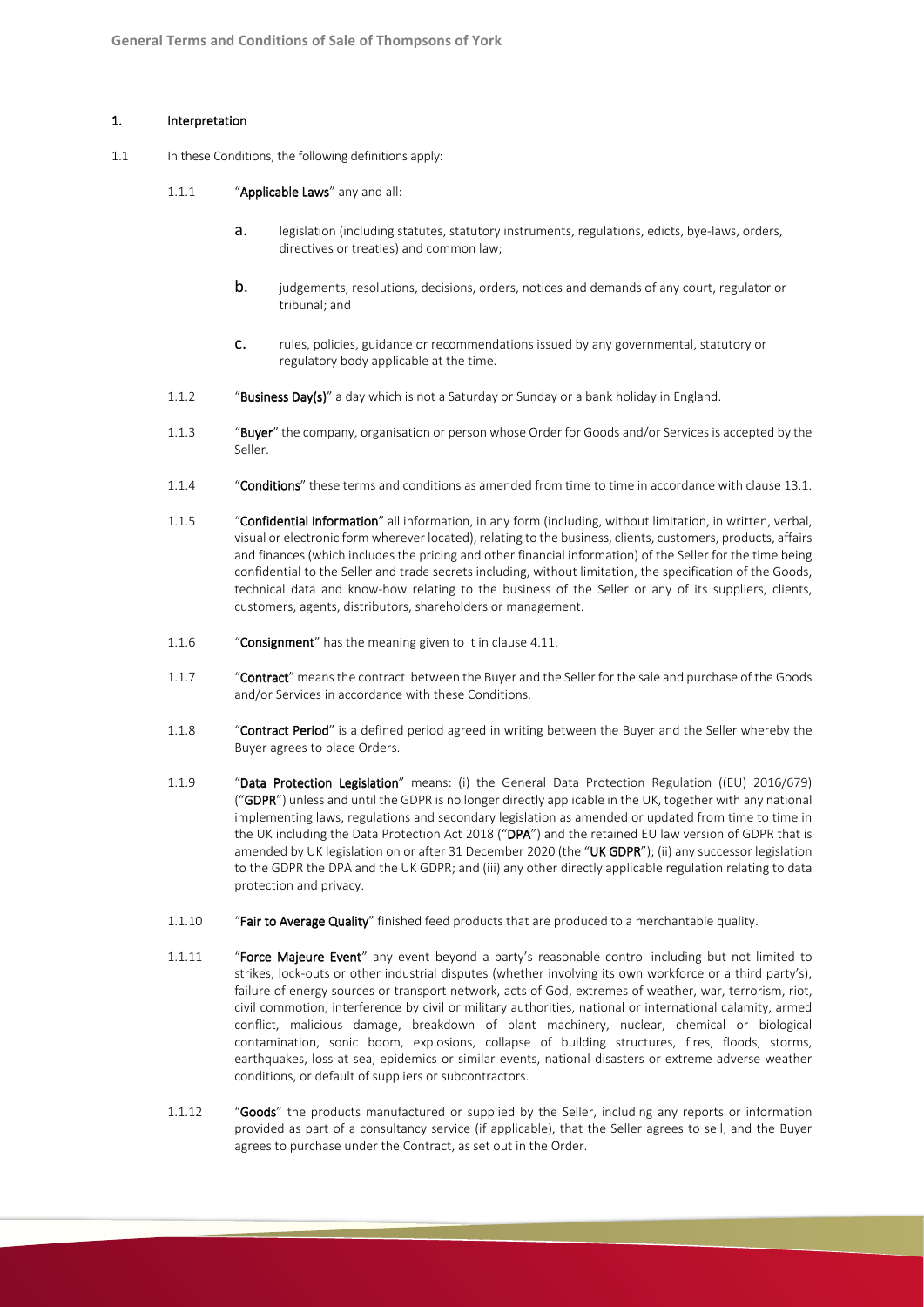## 1. Interpretation

1.1 In these Conditions, the following definitions apply:

1.1.1 "**Applicable Laws**" any and all:

a. legislation (including statutes, statutory instruments, regulations, edicts, bye-laws, orders, directives or treaties) and common law;

b. judgements, resolutions, decisions, orders, notices and demands of any court, regulator or tribunal; and

c. rules, policies, guidance or recommendations issued by any governmental, statutory or regulatory body applicable at the time.

1.1.2 "**Business Day(s)**" a day which is not a Saturday or Sunday or a bank holiday in England.

1.1.3 "**Buyer**" the company, organisation or person whose Order for Goods and/or Services is accepted by the Seller.

1.1.4 "**Conditions**" these terms and conditions as amended from time to time in accordance with clause 13.1.

1.1.5 "**Confidential Information**" all information, in any form (including, without limitation, in written, verbal, visual or electronic form wherever located), relating to the business, clients, customers, products, affairs and finances (which includes the pricing and other financial information) of the Seller for the time being confidential to the Seller and trade secrets including, without limitation, the specification of the Goods, technical data and know-how relating to the business of the Seller or any of its suppliers, clients, customers, agents, distributors, shareholders or management.

1.1.6 "**Consignment**" has the meaning given to it in clause 4.11.

1.1.7 "**Contract**" means the contract between the Buyer and the Seller for the sale and purchase of the Goods and/or Services in accordance with these Conditions.

1.1.8 "**Contract Period**" is a defined period agreed in writing between the Buyer and the Seller whereby the Buyer agrees to place Orders.

1.1.9 "**Data Protection Legislation**" means: (i) the General Data Protection Regulation ((EU) 2016/679) ("**GDPR**") unless and until the GDPR is no longer directly applicable in the UK, together with any national implementing laws, regulations and secondary legislation as amended or updated from time to time in the UK including the Data Protection Act 2018 ("**DPA**") and the retained EU law version of GDPR that is amended by UK legislation on or after 31 December 2020 (the "**UK GDPR**"); (ii) any successor legislation to the GDPR the DPA and the UK GDPR; and (iii) any other directly applicable regulation relating to data protection and privacy.

1.1.10 "**Fair to Average Quality**" finished feed products that are produced to a merchantable quality.

1.1.11 "**Force Majeure Event**" any event beyond a party's reasonable control including but not limited to strikes, lock-outs or other industrial disputes (whether involving its own workforce or a third party's), failure of energy sources or transport network, acts of God, extremes of weather, war, terrorism, riot, civil commotion, interference by civil or military authorities, national or international calamity, armed conflict, malicious damage, breakdown of plant machinery, nuclear, chemical or biological contamination, sonic boom, explosions, collapse of building structures, fires, floods, storms, earthquakes, loss at sea, epidemics or similar events, national disasters or extreme adverse weather conditions, or default of suppliers or subcontractors.

1.1.12 "**Goods**" the products manufactured or supplied by the Seller, including any reports or information provided as part of a consultancy service (if applicable), that the Seller agrees to sell, and the Buyer agrees to purchase under the Contract, as set out in the Order.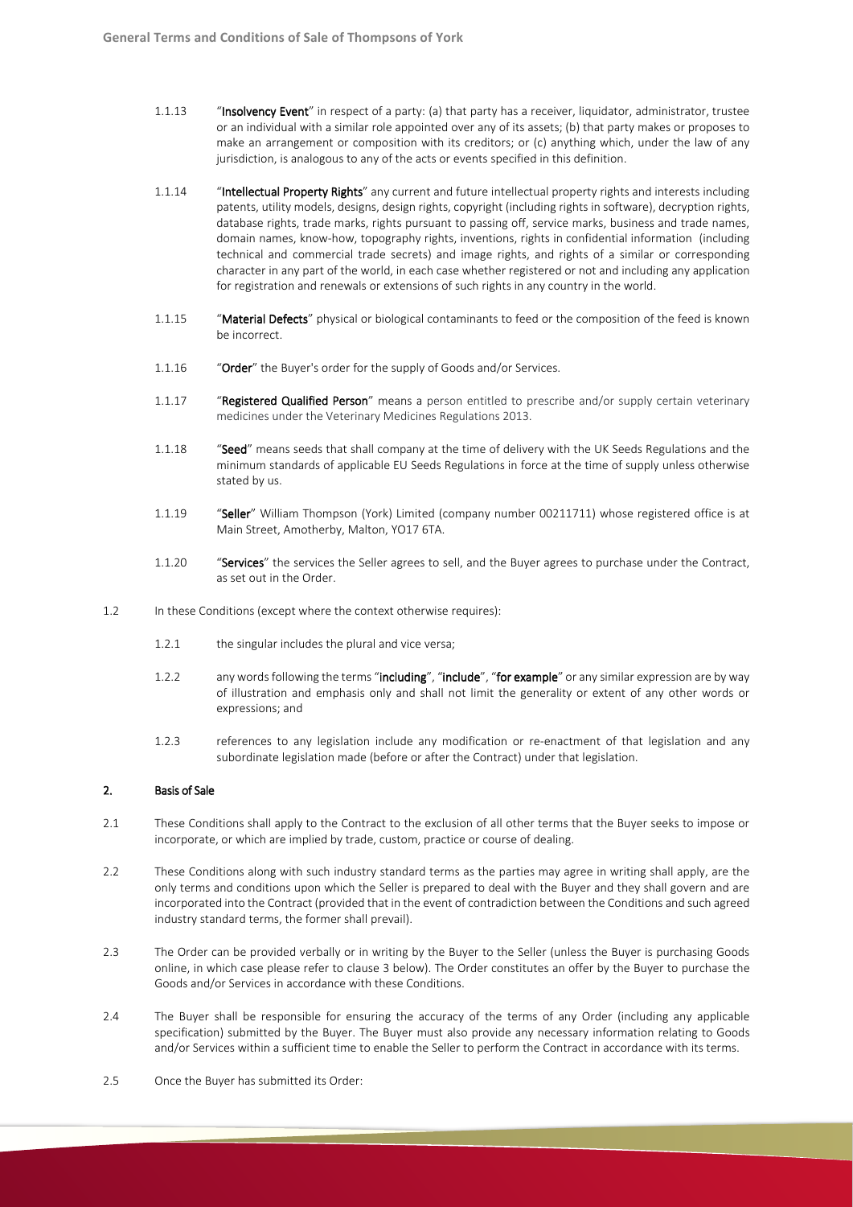1.1.13 "**Insolvency Event**" in respect of a party: (a) that party has a receiver, liquidator, administrator, trustee or an individual with a similar role appointed over any of its assets; (b) that party makes or proposes to make an arrangement or composition with its creditors; or (c) anything which, under the law of any jurisdiction, is analogous to any of the acts or events specified in this definition.

1.1.14 "**Intellectual Property Rights**" any current and future intellectual property rights and interests including patents, utility models, designs, design rights, copyright (including rights in software), decryption rights, database rights, trade marks, rights pursuant to passing off, service marks, business and trade names, domain names, know-how, topography rights, inventions, rights in confidential information (including technical and commercial trade secrets) and image rights, and rights of a similar or corresponding character in any part of the world, in each case whether registered or not and including any application for registration and renewals or extensions of such rights in any country in the world.

1.1.15 "**Material Defects**" physical or biological contaminants to feed or the composition of the feed is known be incorrect.

1.1.16 "**Order**" the Buyer's order for the supply of Goods and/or Services.

1.1.17 "**Registered Qualified Person**" means a person entitled to prescribe and/or supply certain veterinary medicines under the Veterinary Medicines Regulations 2013.

1.1.18 "**Seed**" means seeds that shall company at the time of delivery with the UK Seeds Regulations and the minimum standards of applicable EU Seeds Regulations in force at the time of supply unless otherwise stated by us.

1.1.19 "**Seller**" William Thompson (York) Limited (company number 00211711) whose registered office is at Main Street, Amotherby, Malton, YO17 6TA.

1.1.20 "**Services**" the services the Seller agrees to sell, and the Buyer agrees to purchase under the Contract, as set out in the Order.

1.2 In these Conditions (except where the context otherwise requires):

1.2.1 the singular includes the plural and vice versa;

1.2.2 any words following the terms "**including**", "**include**", "**for example**" or any similar expression are by way of illustration and emphasis only and shall not limit the generality or extent of any other words or expressions; and

1.2.3 references to any legislation include any modification or re-enactment of that legislation and any subordinate legislation made (before or after the Contract) under that legislation.

## 2. Basis of Sale

2.1 These Conditions shall apply to the Contract to the exclusion of all other terms that the Buyer seeks to impose or incorporate, or which are implied by trade, custom, practice or course of dealing.

2.2 These Conditions along with such industry standard terms as the parties may agree in writing shall apply, are the only terms and conditions upon which the Seller is prepared to deal with the Buyer and they shall govern and are incorporated into the Contract (provided that in the event of contradiction between the Conditions and such agreed industry standard terms, the former shall prevail).

2.3 The Order can be provided verbally or in writing by the Buyer to the Seller (unless the Buyer is purchasing Goods online, in which case please refer to clause 3 below). The Order constitutes an offer by the Buyer to purchase the Goods and/or Services in accordance with these Conditions.

2.4 The Buyer shall be responsible for ensuring the accuracy of the terms of any Order (including any applicable specification) submitted by the Buyer. The Buyer must also provide any necessary information relating to Goods and/or Services within a sufficient time to enable the Seller to perform the Contract in accordance with its terms.

2.5 Once the Buyer has submitted its Order: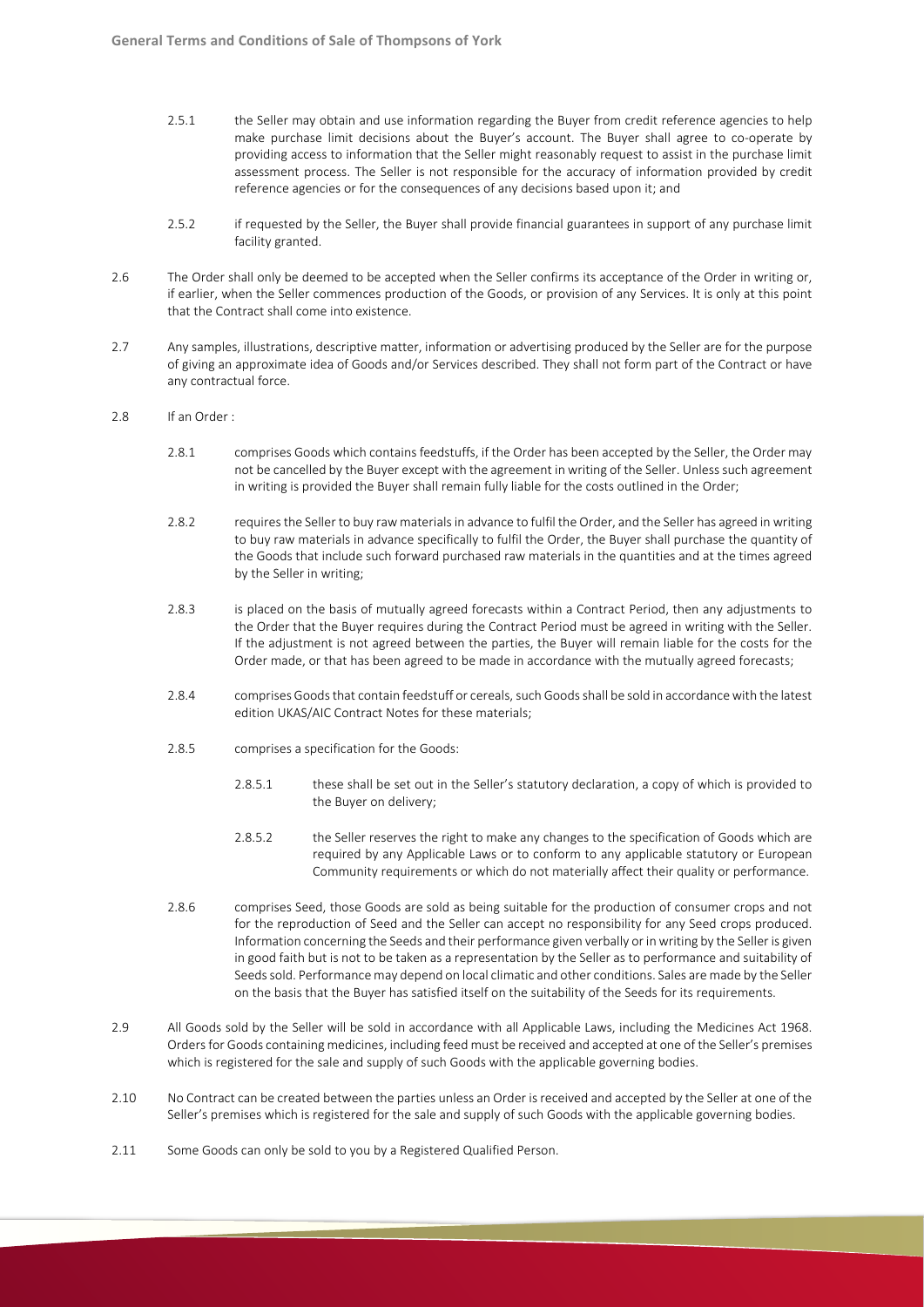2.5.1 the Seller may obtain and use information regarding the Buyer from credit reference agencies to help make purchase limit decisions about the Buyer's account. The Buyer shall agree to co-operate by providing access to information that the Seller might reasonably request to assist in the purchase limit assessment process. The Seller is not responsible for the accuracy of information provided by credit reference agencies or for the consequences of any decisions based upon it; and

2.5.2 if requested by the Seller, the Buyer shall provide financial guarantees in support of any purchase limit facility granted.

2.6 The Order shall only be deemed to be accepted when the Seller confirms its acceptance of the Order in writing or, if earlier, when the Seller commences production of the Goods, or provision of any Services. It is only at this point that the Contract shall come into existence.

2.7 Any samples, illustrations, descriptive matter, information or advertising produced by the Seller are for the purpose of giving an approximate idea of Goods and/or Services described. They shall not form part of the Contract or have any contractual force.

2.8 If an Order :

2.8.1 comprises Goods which contains feedstuffs, if the Order has been accepted by the Seller, the Order may not be cancelled by the Buyer except with the agreement in writing of the Seller. Unless such agreement in writing is provided the Buyer shall remain fully liable for the costs outlined in the Order;

2.8.2 requires the Seller to buy raw materials in advance to fulfil the Order, and the Seller has agreed in writing to buy raw materials in advance specifically to fulfil the Order, the Buyer shall purchase the quantity of the Goods that include such forward purchased raw materials in the quantities and at the times agreed by the Seller in writing;

2.8.3 is placed on the basis of mutually agreed forecasts within a Contract Period, then any adjustments to the Order that the Buyer requires during the Contract Period must be agreed in writing with the Seller. If the adjustment is not agreed between the parties, the Buyer will remain liable for the costs for the Order made, or that has been agreed to be made in accordance with the mutually agreed forecasts;

2.8.4 comprises Goods that contain feedstuff or cereals, such Goods shall be sold in accordance with the latest edition UKAS/AIC Contract Notes for these materials;

2.8.5 comprises a specification for the Goods:

2.8.5.1 these shall be set out in the Seller's statutory declaration, a copy of which is provided to the Buyer on delivery;

2.8.5.2 the Seller reserves the right to make any changes to the specification of Goods which are required by any Applicable Laws or to conform to any applicable statutory or European Community requirements or which do not materially affect their quality or performance.

2.8.6 comprises Seed, those Goods are sold as being suitable for the production of consumer crops and not for the reproduction of Seed and the Seller can accept no responsibility for any Seed crops produced. Information concerning the Seeds and their performance given verbally or in writing by the Seller is given in good faith but is not to be taken as a representation by the Seller as to performance and suitability of Seeds sold. Performance may depend on local climatic and other conditions. Sales are made by the Seller on the basis that the Buyer has satisfied itself on the suitability of the Seeds for its requirements.

2.9 All Goods sold by the Seller will be sold in accordance with all Applicable Laws, including the Medicines Act 1968. Orders for Goods containing medicines, including feed must be received and accepted at one of the Seller's premises which is registered for the sale and supply of such Goods with the applicable governing bodies.

2.10 No Contract can be created between the parties unless an Order is received and accepted by the Seller at one of the Seller's premises which is registered for the sale and supply of such Goods with the applicable governing bodies.

2.11 Some Goods can only be sold to you by a Registered Qualified Person.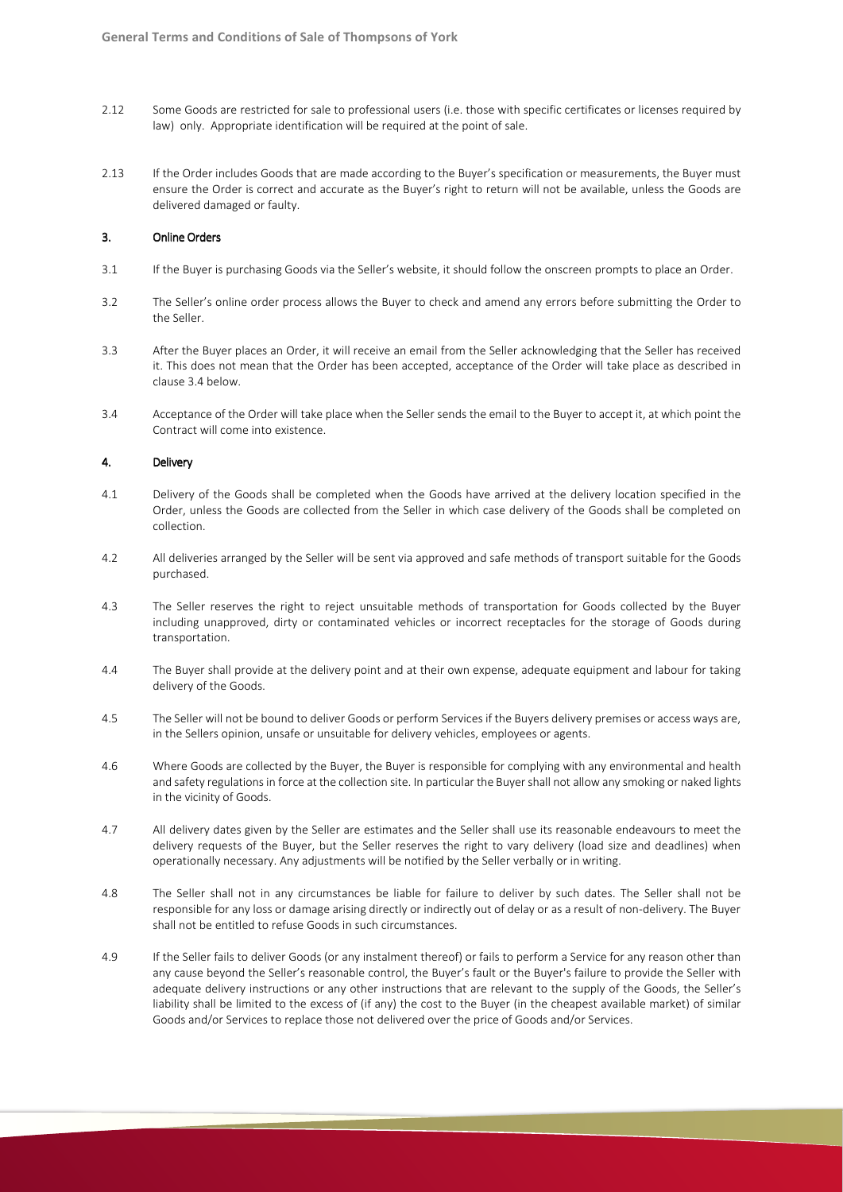2.12 Some Goods are restricted for sale to professional users (i.e. those with specific certificates or licenses required by law) only. Appropriate identification will be required at the point of sale.

2.13 If the Order includes Goods that are made according to the Buyer's specification or measurements, the Buyer must ensure the Order is correct and accurate as the Buyer's right to return will not be available, unless the Goods are delivered damaged or faulty.

## 3. Online Orders

3.1 If the Buyer is purchasing Goods via the Seller's website, it should follow the onscreen prompts to place an Order.

3.2 The Seller's online order process allows the Buyer to check and amend any errors before submitting the Order to the Seller.

3.3 After the Buyer places an Order, it will receive an email from the Seller acknowledging that the Seller has received it. This does not mean that the Order has been accepted, acceptance of the Order will take place as described in clause 3.4 below.

3.4 Acceptance of the Order will take place when the Seller sends the email to the Buyer to accept it, at which point the Contract will come into existence.

## 4. Delivery

4.1 Delivery of the Goods shall be completed when the Goods have arrived at the delivery location specified in the Order, unless the Goods are collected from the Seller in which case delivery of the Goods shall be completed on collection.

4.2 All deliveries arranged by the Seller will be sent via approved and safe methods of transport suitable for the Goods purchased.

4.3 The Seller reserves the right to reject unsuitable methods of transportation for Goods collected by the Buyer including unapproved, dirty or contaminated vehicles or incorrect receptacles for the storage of Goods during transportation.

4.4 The Buyer shall provide at the delivery point and at their own expense, adequate equipment and labour for taking delivery of the Goods.

4.5 The Seller will not be bound to deliver Goods or perform Services if the Buyers delivery premises or access ways are, in the Sellers opinion, unsafe or unsuitable for delivery vehicles, employees or agents.

4.6 Where Goods are collected by the Buyer, the Buyer is responsible for complying with any environmental and health and safety regulations in force at the collection site. In particular the Buyer shall not allow any smoking or naked lights in the vicinity of Goods.

4.7 All delivery dates given by the Seller are estimates and the Seller shall use its reasonable endeavours to meet the delivery requests of the Buyer, but the Seller reserves the right to vary delivery (load size and deadlines) when operationally necessary. Any adjustments will be notified by the Seller verbally or in writing.

4.8 The Seller shall not in any circumstances be liable for failure to deliver by such dates. The Seller shall not be responsible for any loss or damage arising directly or indirectly out of delay or as a result of non-delivery. The Buyer shall not be entitled to refuse Goods in such circumstances.

4.9 If the Seller fails to deliver Goods (or any instalment thereof) or fails to perform a Service for any reason other than any cause beyond the Seller's reasonable control, the Buyer's fault or the Buyer's failure to provide the Seller with adequate delivery instructions or any other instructions that are relevant to the supply of the Goods, the Seller's liability shall be limited to the excess of (if any) the cost to the Buyer (in the cheapest available market) of similar Goods and/or Services to replace those not delivered over the price of Goods and/or Services.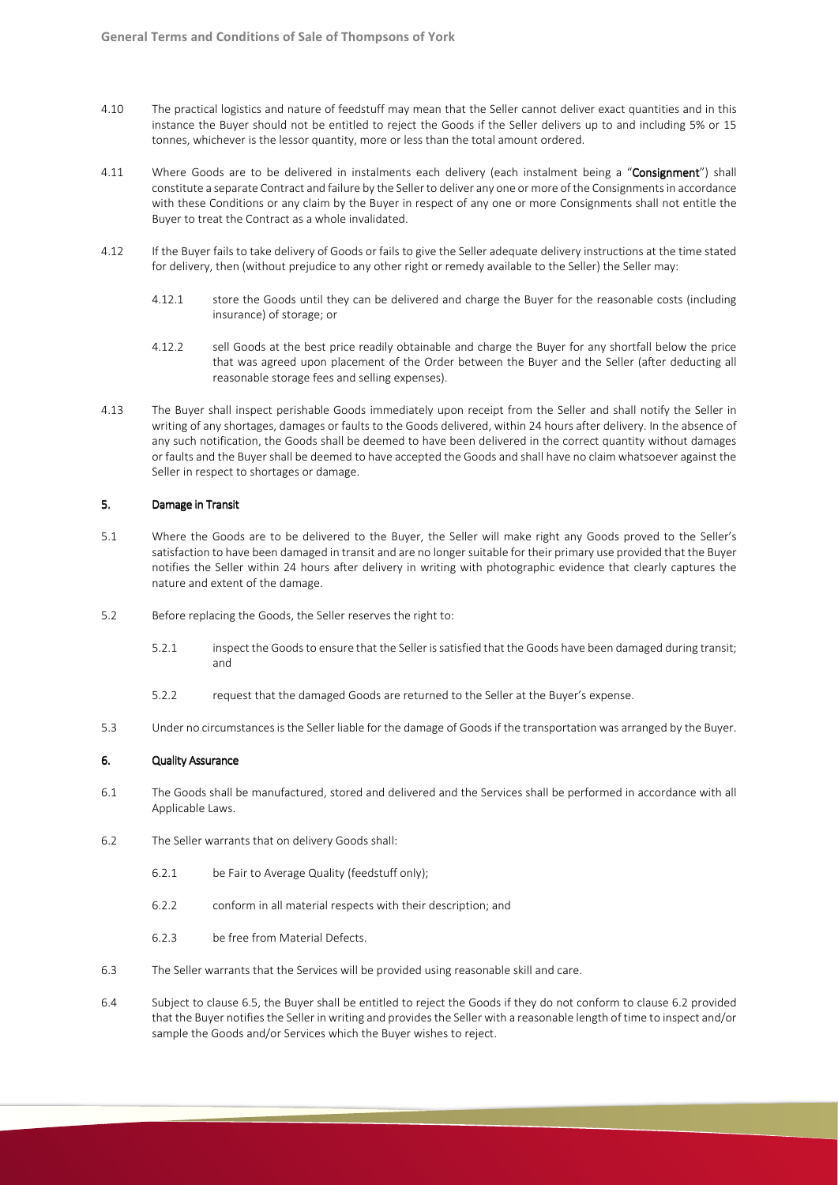4.10 The practical logistics and nature of feedstuff may mean that the Seller cannot deliver exact quantities and in this instance the Buyer should not be entitled to reject the Goods if the Seller delivers up to and including 5% or 15 tonnes, whichever is the lessor quantity, more or less than the total amount ordered.

4.11 Where Goods are to be delivered in instalments each delivery (each instalment being a "**Consignment**") shall constitute a separate Contract and failure by the Seller to deliver any one or more of the Consignments in accordance with these Conditions or any claim by the Buyer in respect of any one or more Consignments shall not entitle the Buyer to treat the Contract as a whole invalidated.

4.12 If the Buyer fails to take delivery of Goods or fails to give the Seller adequate delivery instructions at the time stated for delivery, then (without prejudice to any other right or remedy available to the Seller) the Seller may:

4.12.1 store the Goods until they can be delivered and charge the Buyer for the reasonable costs (including insurance) of storage; or

4.12.2 sell Goods at the best price readily obtainable and charge the Buyer for any shortfall below the price that was agreed upon placement of the Order between the Buyer and the Seller (after deducting all reasonable storage fees and selling expenses).

4.13 The Buyer shall inspect perishable Goods immediately upon receipt from the Seller and shall notify the Seller in writing of any shortages, damages or faults to the Goods delivered, within 24 hours after delivery. In the absence of any such notification, the Goods shall be deemed to have been delivered in the correct quantity without damages or faults and the Buyer shall be deemed to have accepted the Goods and shall have no claim whatsoever against the Seller in respect to shortages or damage.

## 5. Damage in Transit

5.1 Where the Goods are to be delivered to the Buyer, the Seller will make right any Goods proved to the Seller's satisfaction to have been damaged in transit and are no longer suitable for their primary use provided that the Buyer notifies the Seller within 24 hours after delivery in writing with photographic evidence that clearly captures the nature and extent of the damage.

5.2 Before replacing the Goods, the Seller reserves the right to:

5.2.1 inspect the Goods to ensure that the Seller is satisfied that the Goods have been damaged during transit; and

5.2.2 request that the damaged Goods are returned to the Seller at the Buyer's expense.

5.3 Under no circumstances is the Seller liable for the damage of Goods if the transportation was arranged by the Buyer.

## 6. Quality Assurance

6.1 The Goods shall be manufactured, stored and delivered and the Services shall be performed in accordance with all Applicable Laws.

6.2 The Seller warrants that on delivery Goods shall:

6.2.1 be Fair to Average Quality (feedstuff only);

6.2.2 conform in all material respects with their description; and

6.2.3 be free from Material Defects.

6.3 The Seller warrants that the Services will be provided using reasonable skill and care.

6.4 Subject to clause 6.5, the Buyer shall be entitled to reject the Goods if they do not conform to clause 6.2 provided that the Buyer notifies the Seller in writing and provides the Seller with a reasonable length of time to inspect and/or sample the Goods and/or Services which the Buyer wishes to reject.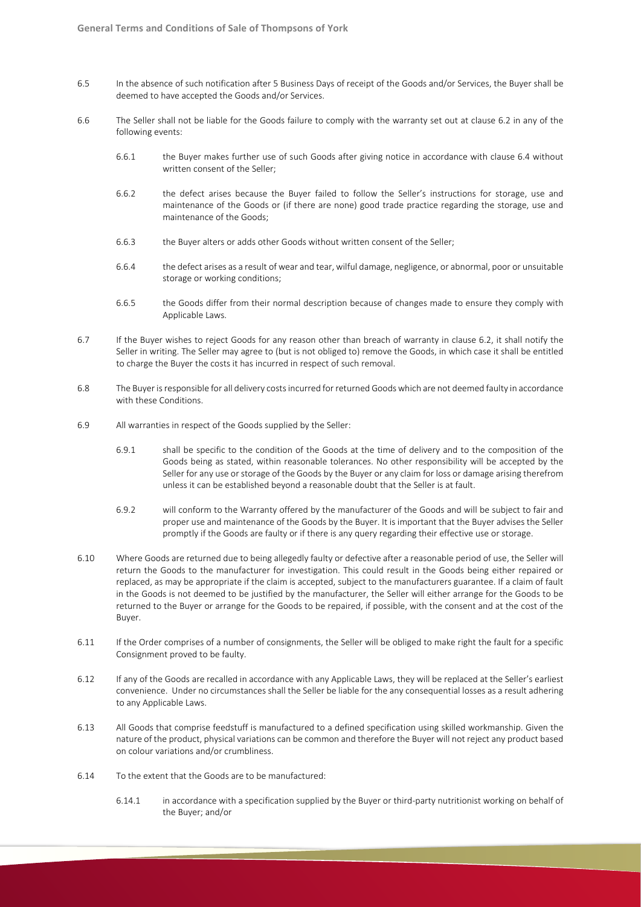6.5 In the absence of such notification after 5 Business Days of receipt of the Goods and/or Services, the Buyer shall be deemed to have accepted the Goods and/or Services.

6.6 The Seller shall not be liable for the Goods failure to comply with the warranty set out at clause 6.2 in any of the following events:

6.6.1 the Buyer makes further use of such Goods after giving notice in accordance with clause 6.4 without written consent of the Seller;

6.6.2 the defect arises because the Buyer failed to follow the Seller's instructions for storage, use and maintenance of the Goods or (if there are none) good trade practice regarding the storage, use and maintenance of the Goods;

6.6.3 the Buyer alters or adds other Goods without written consent of the Seller;

6.6.4 the defect arises as a result of wear and tear, wilful damage, negligence, or abnormal, poor or unsuitable storage or working conditions;

6.6.5 the Goods differ from their normal description because of changes made to ensure they comply with Applicable Laws.

6.7 If the Buyer wishes to reject Goods for any reason other than breach of warranty in clause 6.2, it shall notify the Seller in writing. The Seller may agree to (but is not obliged to) remove the Goods, in which case it shall be entitled to charge the Buyer the costs it has incurred in respect of such removal.

6.8 The Buyer is responsible for all delivery costs incurred for returned Goods which are not deemed faulty in accordance with these Conditions.

6.9 All warranties in respect of the Goods supplied by the Seller:

6.9.1 shall be specific to the condition of the Goods at the time of delivery and to the composition of the Goods being as stated, within reasonable tolerances. No other responsibility will be accepted by the Seller for any use or storage of the Goods by the Buyer or any claim for loss or damage arising therefrom unless it can be established beyond a reasonable doubt that the Seller is at fault.

6.9.2 will conform to the Warranty offered by the manufacturer of the Goods and will be subject to fair and proper use and maintenance of the Goods by the Buyer. It is important that the Buyer advises the Seller promptly if the Goods are faulty or if there is any query regarding their effective use or storage.

6.10 Where Goods are returned due to being allegedly faulty or defective after a reasonable period of use, the Seller will return the Goods to the manufacturer for investigation. This could result in the Goods being either repaired or replaced, as may be appropriate if the claim is accepted, subject to the manufacturers guarantee. If a claim of fault in the Goods is not deemed to be justified by the manufacturer, the Seller will either arrange for the Goods to be returned to the Buyer or arrange for the Goods to be repaired, if possible, with the consent and at the cost of the Buyer.

6.11 If the Order comprises of a number of consignments, the Seller will be obliged to make right the fault for a specific Consignment proved to be faulty.

6.12 If any of the Goods are recalled in accordance with any Applicable Laws, they will be replaced at the Seller's earliest convenience. Under no circumstances shall the Seller be liable for the any consequential losses as a result adhering to any Applicable Laws.

6.13 All Goods that comprise feedstuff is manufactured to a defined specification using skilled workmanship. Given the nature of the product, physical variations can be common and therefore the Buyer will not reject any product based on colour variations and/or crumbliness.

6.14 To the extent that the Goods are to be manufactured:

6.14.1 in accordance with a specification supplied by the Buyer or third-party nutritionist working on behalf of the Buyer; and/or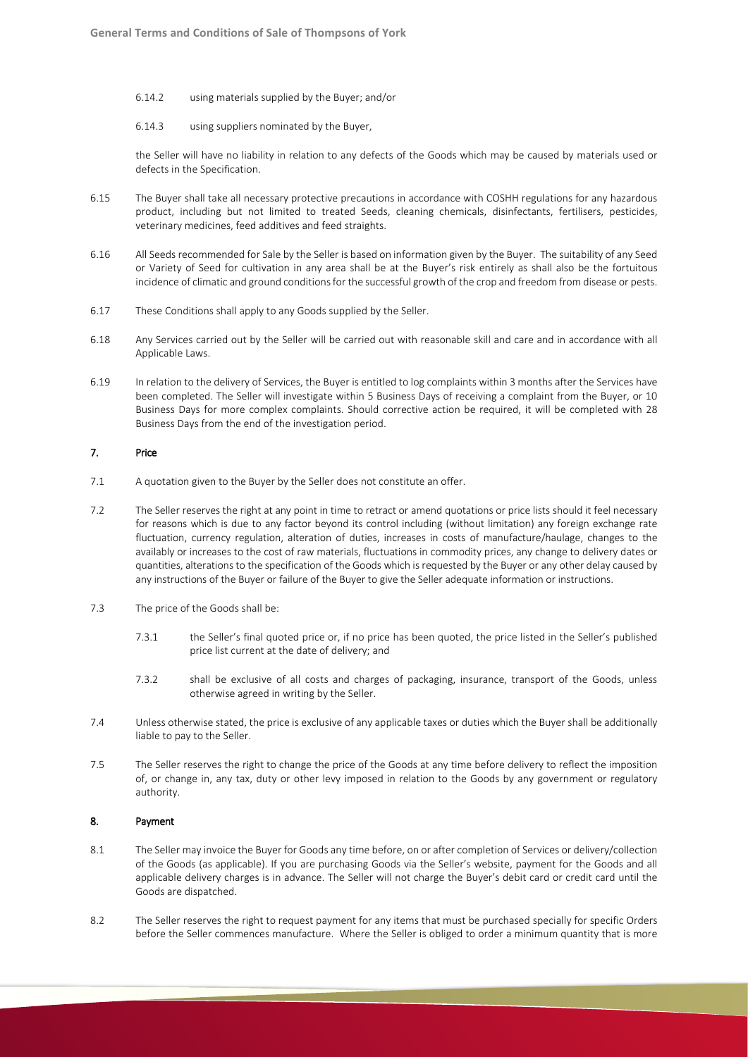6.14.2 using materials supplied by the Buyer; and/or

6.14.3 using suppliers nominated by the Buyer,

the Seller will have no liability in relation to any defects of the Goods which may be caused by materials used or defects in the Specification.

6.15 The Buyer shall take all necessary protective precautions in accordance with COSHH regulations for any hazardous product, including but not limited to treated Seeds, cleaning chemicals, disinfectants, fertilisers, pesticides, veterinary medicines, feed additives and feed straights.

6.16 All Seeds recommended for Sale by the Seller is based on information given by the Buyer. The suitability of any Seed or Variety of Seed for cultivation in any area shall be at the Buyer's risk entirely as shall also be the fortuitous incidence of climatic and ground conditions for the successful growth of the crop and freedom from disease or pests.

6.17 These Conditions shall apply to any Goods supplied by the Seller.

6.18 Any Services carried out by the Seller will be carried out with reasonable skill and care and in accordance with all Applicable Laws.

6.19 In relation to the delivery of Services, the Buyer is entitled to log complaints within 3 months after the Services have been completed. The Seller will investigate within 5 Business Days of receiving a complaint from the Buyer, or 10 Business Days for more complex complaints. Should corrective action be required, it will be completed with 28 Business Days from the end of the investigation period.

## 7. Price

7.1 A quotation given to the Buyer by the Seller does not constitute an offer.

7.2 The Seller reserves the right at any point in time to retract or amend quotations or price lists should it feel necessary for reasons which is due to any factor beyond its control including (without limitation) any foreign exchange rate fluctuation, currency regulation, alteration of duties, increases in costs of manufacture/haulage, changes to the availably or increases to the cost of raw materials, fluctuations in commodity prices, any change to delivery dates or quantities, alterations to the specification of the Goods which is requested by the Buyer or any other delay caused by any instructions of the Buyer or failure of the Buyer to give the Seller adequate information or instructions.

7.3 The price of the Goods shall be:

7.3.1 the Seller's final quoted price or, if no price has been quoted, the price listed in the Seller's published price list current at the date of delivery; and

7.3.2 shall be exclusive of all costs and charges of packaging, insurance, transport of the Goods, unless otherwise agreed in writing by the Seller.

7.4 Unless otherwise stated, the price is exclusive of any applicable taxes or duties which the Buyer shall be additionally liable to pay to the Seller.

7.5 The Seller reserves the right to change the price of the Goods at any time before delivery to reflect the imposition of, or change in, any tax, duty or other levy imposed in relation to the Goods by any government or regulatory authority.

## 8. Payment

8.1 The Seller may invoice the Buyer for Goods any time before, on or after completion of Services or delivery/collection of the Goods (as applicable). If you are purchasing Goods via the Seller's website, payment for the Goods and all applicable delivery charges is in advance. The Seller will not charge the Buyer's debit card or credit card until the Goods are dispatched.

8.2 The Seller reserves the right to request payment for any items that must be purchased specially for specific Orders before the Seller commences manufacture. Where the Seller is obliged to order a minimum quantity that is more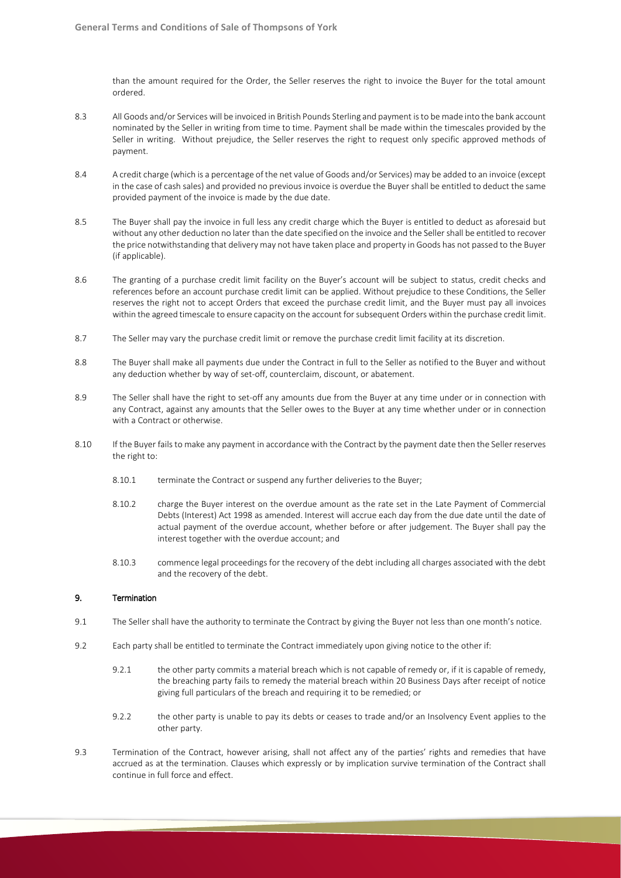than the amount required for the Order, the Seller reserves the right to invoice the Buyer for the total amount ordered.

8.3 All Goods and/or Services will be invoiced in British Pounds Sterling and payment is to be made into the bank account nominated by the Seller in writing from time to time. Payment shall be made within the timescales provided by the Seller in writing. Without prejudice, the Seller reserves the right to request only specific approved methods of payment.

8.4 A credit charge (which is a percentage of the net value of Goods and/or Services) may be added to an invoice (except in the case of cash sales) and provided no previous invoice is overdue the Buyer shall be entitled to deduct the same provided payment of the invoice is made by the due date.

8.5 The Buyer shall pay the invoice in full less any credit charge which the Buyer is entitled to deduct as aforesaid but without any other deduction no later than the date specified on the invoice and the Seller shall be entitled to recover the price notwithstanding that delivery may not have taken place and property in Goods has not passed to the Buyer (if applicable).

8.6 The granting of a purchase credit limit facility on the Buyer's account will be subject to status, credit checks and references before an account purchase credit limit can be applied. Without prejudice to these Conditions, the Seller reserves the right not to accept Orders that exceed the purchase credit limit, and the Buyer must pay all invoices within the agreed timescale to ensure capacity on the account for subsequent Orders within the purchase credit limit.

8.7 The Seller may vary the purchase credit limit or remove the purchase credit limit facility at its discretion.

8.8 The Buyer shall make all payments due under the Contract in full to the Seller as notified to the Buyer and without any deduction whether by way of set-off, counterclaim, discount, or abatement.

8.9 The Seller shall have the right to set-off any amounts due from the Buyer at any time under or in connection with any Contract, against any amounts that the Seller owes to the Buyer at any time whether under or in connection with a Contract or otherwise.

8.10 If the Buyer fails to make any payment in accordance with the Contract by the payment date then the Seller reserves the right to:

8.10.1 terminate the Contract or suspend any further deliveries to the Buyer;

8.10.2 charge the Buyer interest on the overdue amount as the rate set in the Late Payment of Commercial Debts (Interest) Act 1998 as amended. Interest will accrue each day from the due date until the date of actual payment of the overdue account, whether before or after judgement. The Buyer shall pay the interest together with the overdue account; and

8.10.3 commence legal proceedings for the recovery of the debt including all charges associated with the debt and the recovery of the debt.

## 9. Termination

9.1 The Seller shall have the authority to terminate the Contract by giving the Buyer not less than one month's notice.

9.2 Each party shall be entitled to terminate the Contract immediately upon giving notice to the other if:

9.2.1 the other party commits a material breach which is not capable of remedy or, if it is capable of remedy, the breaching party fails to remedy the material breach within 20 Business Days after receipt of notice giving full particulars of the breach and requiring it to be remedied; or

9.2.2 the other party is unable to pay its debts or ceases to trade and/or an Insolvency Event applies to the other party.

9.3 Termination of the Contract, however arising, shall not affect any of the parties' rights and remedies that have accrued as at the termination. Clauses which expressly or by implication survive termination of the Contract shall continue in full force and effect.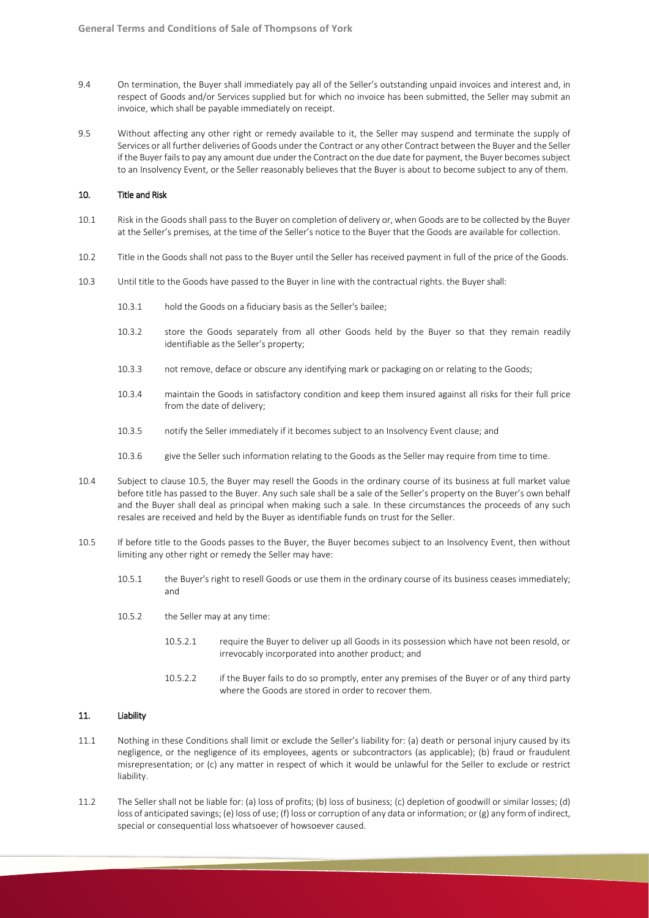9.4 On termination, the Buyer shall immediately pay all of the Seller's outstanding unpaid invoices and interest and, in respect of Goods and/or Services supplied but for which no invoice has been submitted, the Seller may submit an invoice, which shall be payable immediately on receipt.

9.5 Without affecting any other right or remedy available to it, the Seller may suspend and terminate the supply of Services or all further deliveries of Goods under the Contract or any other Contract between the Buyer and the Seller if the Buyer fails to pay any amount due under the Contract on the due date for payment, the Buyer becomes subject to an Insolvency Event, or the Seller reasonably believes that the Buyer is about to become subject to any of them.

## 10. Title and Risk

10.1 Risk in the Goods shall pass to the Buyer on completion of delivery or, when Goods are to be collected by the Buyer at the Seller's premises, at the time of the Seller's notice to the Buyer that the Goods are available for collection.

10.2 Title in the Goods shall not pass to the Buyer until the Seller has received payment in full of the price of the Goods.

10.3 Until title to the Goods have passed to the Buyer in line with the contractual rights. the Buyer shall:

10.3.1 hold the Goods on a fiduciary basis as the Seller's bailee;

10.3.2 store the Goods separately from all other Goods held by the Buyer so that they remain readily identifiable as the Seller's property;

10.3.3 not remove, deface or obscure any identifying mark or packaging on or relating to the Goods;

10.3.4 maintain the Goods in satisfactory condition and keep them insured against all risks for their full price from the date of delivery;

10.3.5 notify the Seller immediately if it becomes subject to an Insolvency Event clause; and

10.3.6 give the Seller such information relating to the Goods as the Seller may require from time to time.

10.4 Subject to clause 10.5, the Buyer may resell the Goods in the ordinary course of its business at full market value before title has passed to the Buyer. Any such sale shall be a sale of the Seller's property on the Buyer's own behalf and the Buyer shall deal as principal when making such a sale. In these circumstances the proceeds of any such resales are received and held by the Buyer as identifiable funds on trust for the Seller.

10.5 If before title to the Goods passes to the Buyer, the Buyer becomes subject to an Insolvency Event, then without limiting any other right or remedy the Seller may have:

10.5.1 the Buyer's right to resell Goods or use them in the ordinary course of its business ceases immediately; and

10.5.2 the Seller may at any time:

10.5.2.1 require the Buyer to deliver up all Goods in its possession which have not been resold, or irrevocably incorporated into another product; and

10.5.2.2 if the Buyer fails to do so promptly, enter any premises of the Buyer or of any third party where the Goods are stored in order to recover them.

## 11. Liability

11.1 Nothing in these Conditions shall limit or exclude the Seller's liability for: (a) death or personal injury caused by its negligence, or the negligence of its employees, agents or subcontractors (as applicable); (b) fraud or fraudulent misrepresentation; or (c) any matter in respect of which it would be unlawful for the Seller to exclude or restrict liability.

11.2 The Seller shall not be liable for: (a) loss of profits; (b) loss of business; (c) depletion of goodwill or similar losses; (d) loss of anticipated savings; (e) loss of use; (f) loss or corruption of any data or information; or (g) any form of indirect, special or consequential loss whatsoever of howsoever caused.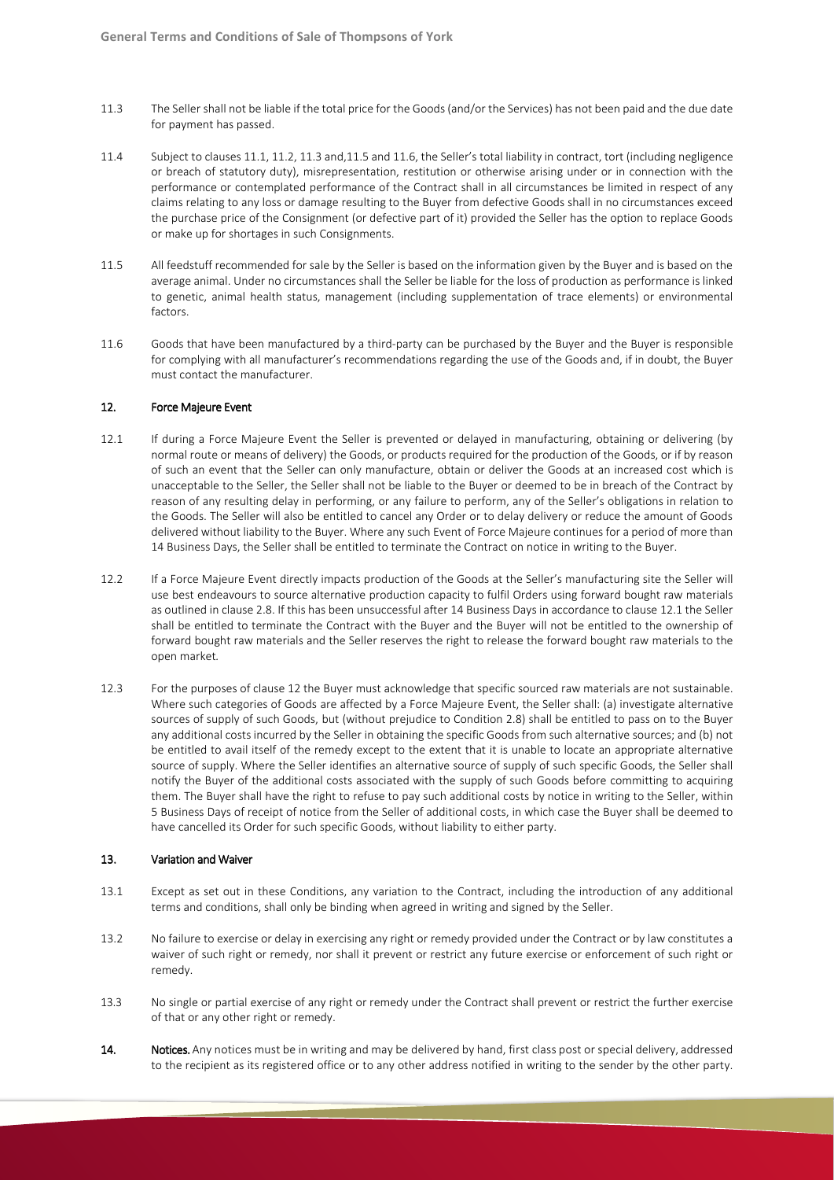11.3 The Seller shall not be liable if the total price for the Goods (and/or the Services) has not been paid and the due date for payment has passed.

11.4 Subject to clauses 11.1, 11.2, 11.3 and,11.5 and 11.6, the Seller's total liability in contract, tort (including negligence or breach of statutory duty), misrepresentation, restitution or otherwise arising under or in connection with the performance or contemplated performance of the Contract shall in all circumstances be limited in respect of any claims relating to any loss or damage resulting to the Buyer from defective Goods shall in no circumstances exceed the purchase price of the Consignment (or defective part of it) provided the Seller has the option to replace Goods or make up for shortages in such Consignments.

11.5 All feedstuff recommended for sale by the Seller is based on the information given by the Buyer and is based on the average animal. Under no circumstances shall the Seller be liable for the loss of production as performance is linked to genetic, animal health status, management (including supplementation of trace elements) or environmental factors.

11.6 Goods that have been manufactured by a third-party can be purchased by the Buyer and the Buyer is responsible for complying with all manufacturer's recommendations regarding the use of the Goods and, if in doubt, the Buyer must contact the manufacturer.

## 12. Force Majeure Event

12.1 If during a Force Majeure Event the Seller is prevented or delayed in manufacturing, obtaining or delivering (by normal route or means of delivery) the Goods, or products required for the production of the Goods, or if by reason of such an event that the Seller can only manufacture, obtain or deliver the Goods at an increased cost which is unacceptable to the Seller, the Seller shall not be liable to the Buyer or deemed to be in breach of the Contract by reason of any resulting delay in performing, or any failure to perform, any of the Seller's obligations in relation to the Goods. The Seller will also be entitled to cancel any Order or to delay delivery or reduce the amount of Goods delivered without liability to the Buyer. Where any such Event of Force Majeure continues for a period of more than 14 Business Days, the Seller shall be entitled to terminate the Contract on notice in writing to the Buyer.

12.2 If a Force Majeure Event directly impacts production of the Goods at the Seller's manufacturing site the Seller will use best endeavours to source alternative production capacity to fulfil Orders using forward bought raw materials as outlined in clause 2.8. If this has been unsuccessful after 14 Business Days in accordance to clause 12.1 the Seller shall be entitled to terminate the Contract with the Buyer and the Buyer will not be entitled to the ownership of forward bought raw materials and the Seller reserves the right to release the forward bought raw materials to the open market.

12.3 For the purposes of clause 12 the Buyer must acknowledge that specific sourced raw materials are not sustainable. Where such categories of Goods are affected by a Force Majeure Event, the Seller shall: (a) investigate alternative sources of supply of such Goods, but (without prejudice to Condition 2.8) shall be entitled to pass on to the Buyer any additional costs incurred by the Seller in obtaining the specific Goods from such alternative sources; and (b) not be entitled to avail itself of the remedy except to the extent that it is unable to locate an appropriate alternative source of supply. Where the Seller identifies an alternative source of supply of such specific Goods, the Seller shall notify the Buyer of the additional costs associated with the supply of such Goods before committing to acquiring them. The Buyer shall have the right to refuse to pay such additional costs by notice in writing to the Seller, within 5 Business Days of receipt of notice from the Seller of additional costs, in which case the Buyer shall be deemed to have cancelled its Order for such specific Goods, without liability to either party.

## 13. Variation and Waiver

13.1 Except as set out in these Conditions, any variation to the Contract, including the introduction of any additional terms and conditions, shall only be binding when agreed in writing and signed by the Seller.

13.2 No failure to exercise or delay in exercising any right or remedy provided under the Contract or by law constitutes a waiver of such right or remedy, nor shall it prevent or restrict any future exercise or enforcement of such right or remedy.

13.3 No single or partial exercise of any right or remedy under the Contract shall prevent or restrict the further exercise of that or any other right or remedy.

**14. Notices.** Any notices must be in writing and may be delivered by hand, first class post or special delivery, addressed to the recipient as its registered office or to any other address notified in writing to the sender by the other party.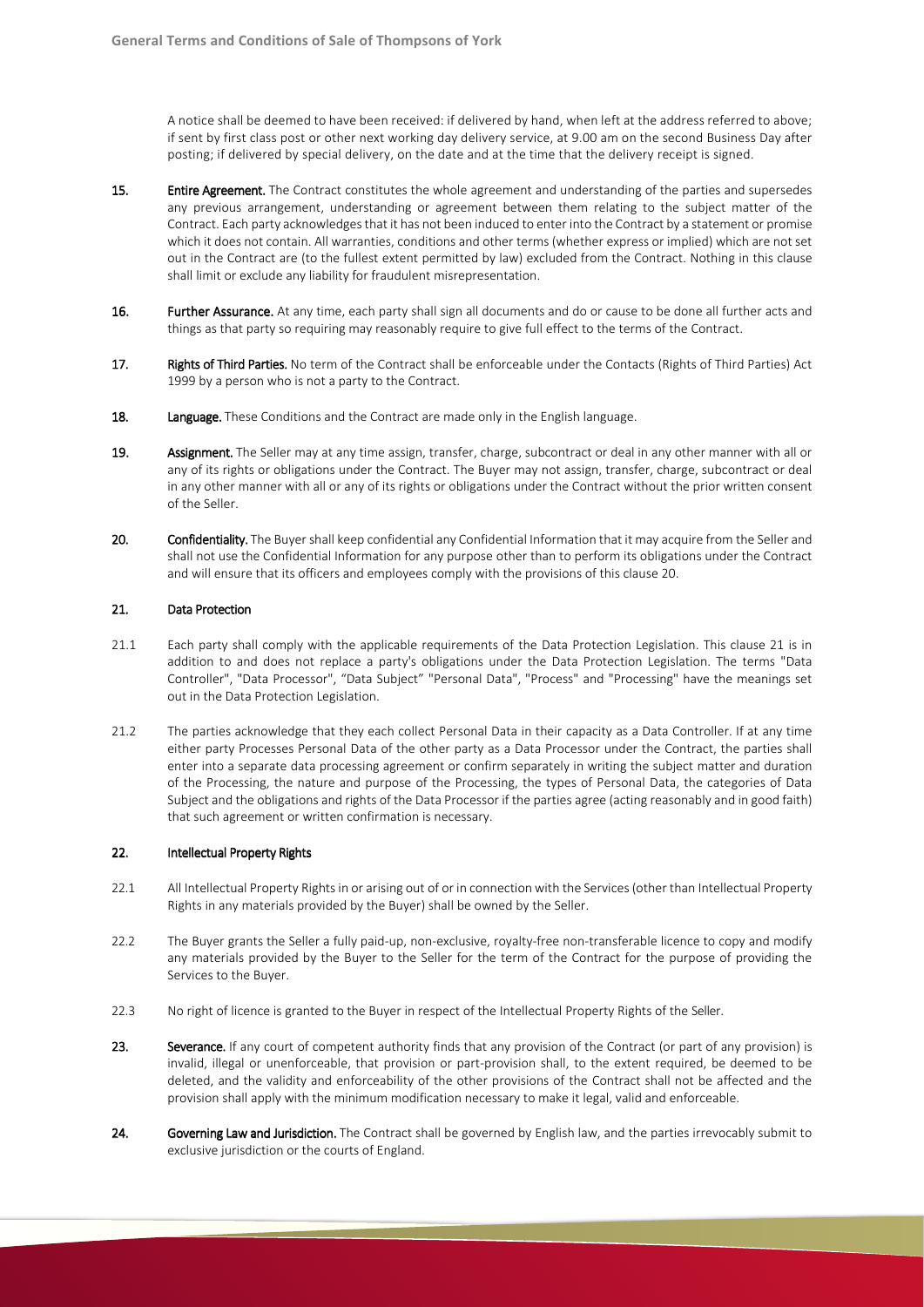A notice shall be deemed to have been received: if delivered by hand, when left at the address referred to above; if sent by first class post or other next working day delivery service, at 9.00 am on the second Business Day after posting; if delivered by special delivery, on the date and at the time that the delivery receipt is signed.

**15. Entire Agreement.** The Contract constitutes the whole agreement and understanding of the parties and supersedes any previous arrangement, understanding or agreement between them relating to the subject matter of the Contract. Each party acknowledges that it has not been induced to enter into the Contract by a statement or promise which it does not contain. All warranties, conditions and other terms (whether express or implied) which are not set out in the Contract are (to the fullest extent permitted by law) excluded from the Contract. Nothing in this clause shall limit or exclude any liability for fraudulent misrepresentation.

**16. Further Assurance.** At any time, each party shall sign all documents and do or cause to be done all further acts and things as that party so requiring may reasonably require to give full effect to the terms of the Contract.

**17. Rights of Third Parties.** No term of the Contract shall be enforceable under the Contacts (Rights of Third Parties) Act 1999 by a person who is not a party to the Contract.

**18. Language.** These Conditions and the Contract are made only in the English language.

**19. Assignment.** The Seller may at any time assign, transfer, charge, subcontract or deal in any other manner with all or any of its rights or obligations under the Contract. The Buyer may not assign, transfer, charge, subcontract or deal in any other manner with all or any of its rights or obligations under the Contract without the prior written consent of the Seller.

**20. Confidentiality.** The Buyer shall keep confidential any Confidential Information that it may acquire from the Seller and shall not use the Confidential Information for any purpose other than to perform its obligations under the Contract and will ensure that its officers and employees comply with the provisions of this clause 20.

**21. Data Protection**

21.1 Each party shall comply with the applicable requirements of the Data Protection Legislation. This clause 21 is in addition to and does not replace a party's obligations under the Data Protection Legislation. The terms "Data Controller", "Data Processor", "Data Subject" "Personal Data", "Process" and "Processing" have the meanings set out in the Data Protection Legislation.

21.2 The parties acknowledge that they each collect Personal Data in their capacity as a Data Controller. If at any time either party Processes Personal Data of the other party as a Data Processor under the Contract, the parties shall enter into a separate data processing agreement or confirm separately in writing the subject matter and duration of the Processing, the nature and purpose of the Processing, the types of Personal Data, the categories of Data Subject and the obligations and rights of the Data Processor if the parties agree (acting reasonably and in good faith) that such agreement or written confirmation is necessary.

**22. Intellectual Property Rights**

22.1 All Intellectual Property Rights in or arising out of or in connection with the Services (other than Intellectual Property Rights in any materials provided by the Buyer) shall be owned by the Seller.

22.2 The Buyer grants the Seller a fully paid-up, non-exclusive, royalty-free non-transferable licence to copy and modify any materials provided by the Buyer to the Seller for the term of the Contract for the purpose of providing the Services to the Buyer.

22.3 No right of licence is granted to the Buyer in respect of the Intellectual Property Rights of the Seller.

**23. Severance.** If any court of competent authority finds that any provision of the Contract (or part of any provision) is invalid, illegal or unenforceable, that provision or part-provision shall, to the extent required, be deemed to be deleted, and the validity and enforceability of the other provisions of the Contract shall not be affected and the provision shall apply with the minimum modification necessary to make it legal, valid and enforceable.

**24. Governing Law and Jurisdiction.** The Contract shall be governed by English law, and the parties irrevocably submit to exclusive jurisdiction or the courts of England.